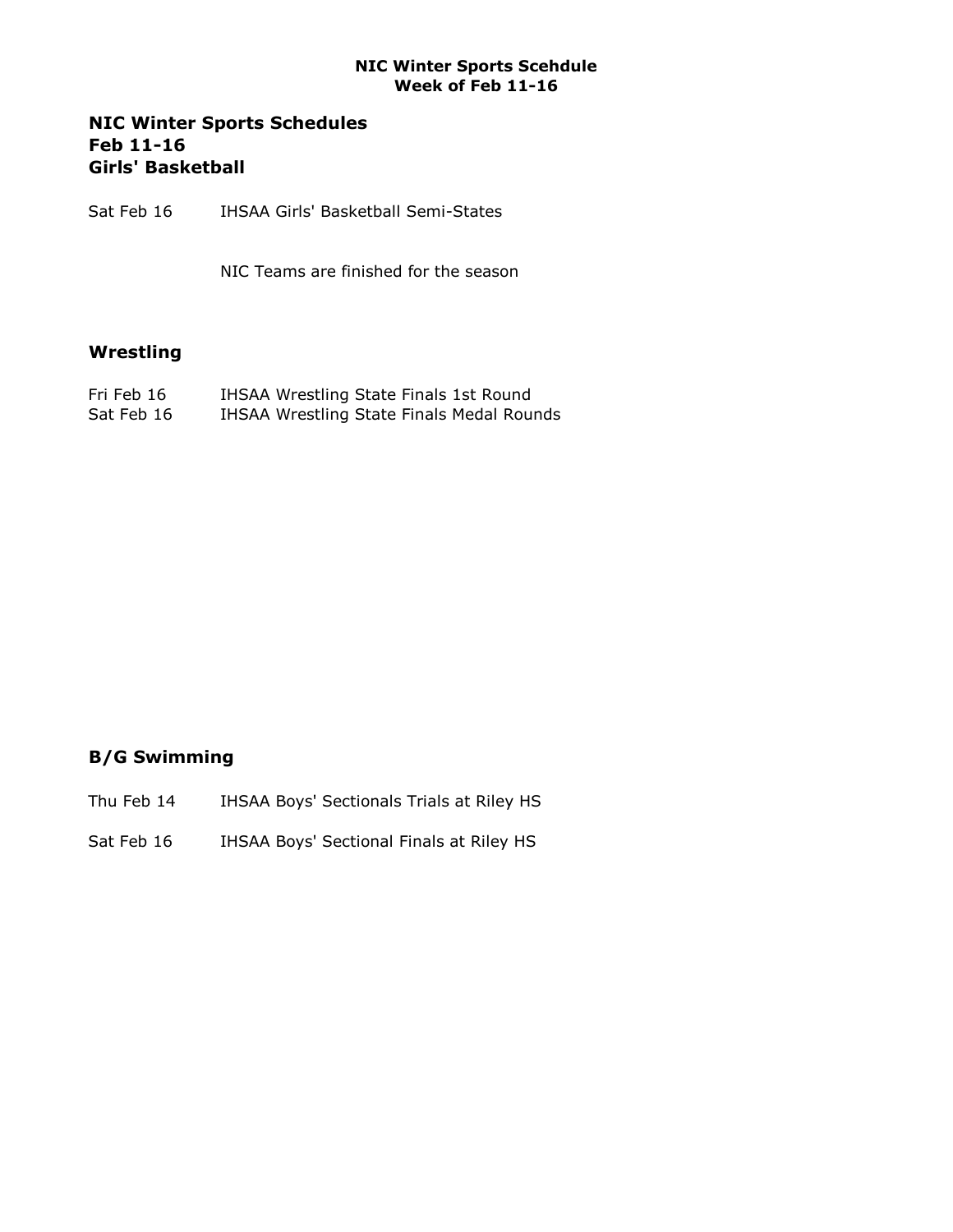**NIC Winter Sports Scehdule**
**Week of Feb 11-16**

## NIC Winter Sports Schedules
## Feb 11-16
## Girls' Basketball

Sat Feb 16 IHSAA Girls' Basketball Semi-States

NIC Teams are finished for the season

## Wrestling

Fri Feb 16 IHSAA Wrestling State Finals 1st Round
Sat Feb 16 IHSAA Wrestling State Finals Medal Rounds

## B/G Swimming

Thu Feb 14 IHSAA Boys' Sectionals Trials at Riley HS

Sat Feb 16 IHSAA Boys' Sectional Finals at Riley HS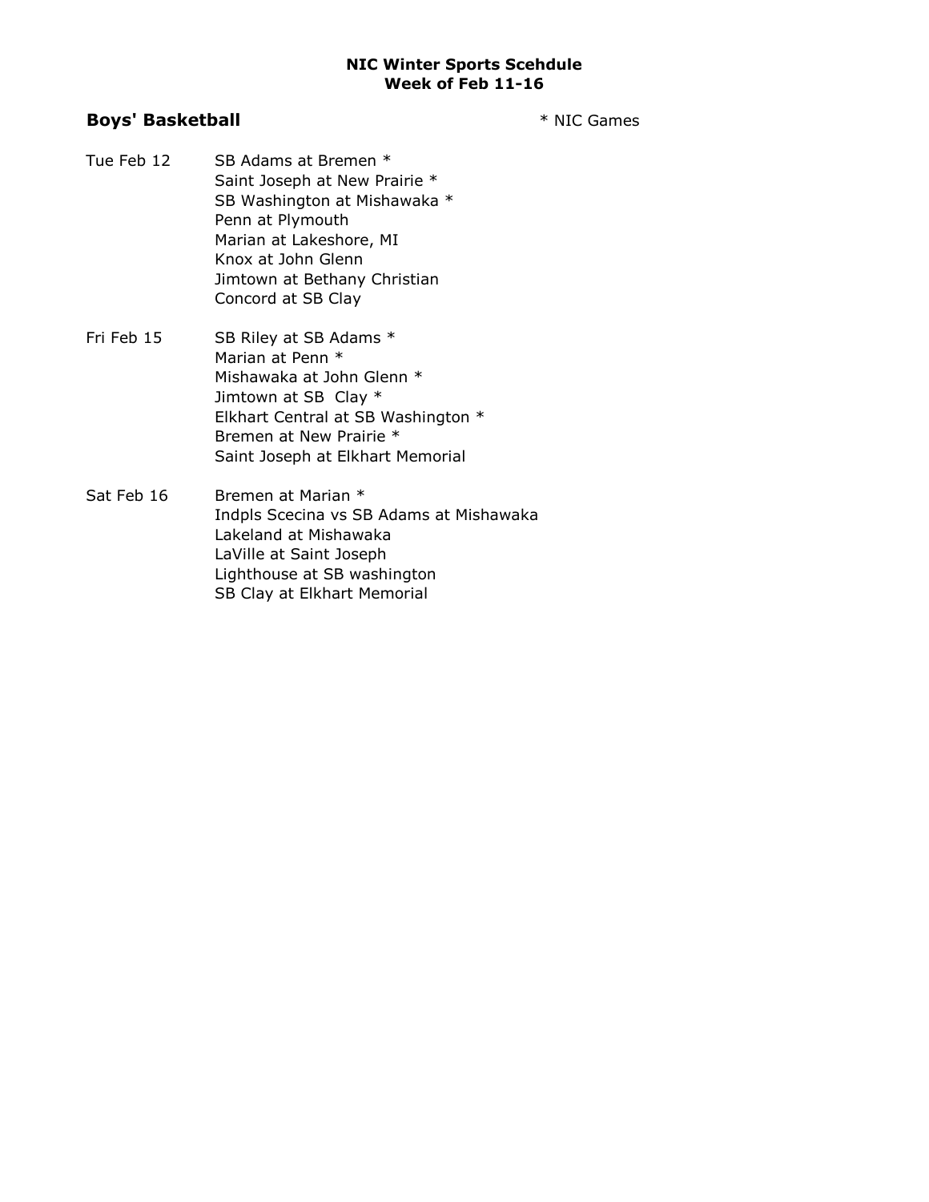**NIC Winter Sports Scehdule**
**Week of Feb 11-16**

## Boys' Basketball

\* NIC Games

**Tue Feb 12**

SB Adams at Bremen *
Saint Joseph at New Prairie *
SB Washington at Mishawaka *
Penn at Plymouth
Marian at Lakeshore, MI
Knox at John Glenn
Jimtown at Bethany Christian
Concord at SB Clay

**Fri Feb 15**

SB Riley at SB Adams *
Marian at Penn *
Mishawaka at John Glenn *
Jimtown at SB Clay *
Elkhart Central at SB Washington *
Bremen at New Prairie *
Saint Joseph at Elkhart Memorial

**Sat Feb 16**

Bremen at Marian *
Indpls Scecina vs SB Adams at Mishawaka
Lakeland at Mishawaka
LaVille at Saint Joseph
Lighthouse at SB washington
SB Clay at Elkhart Memorial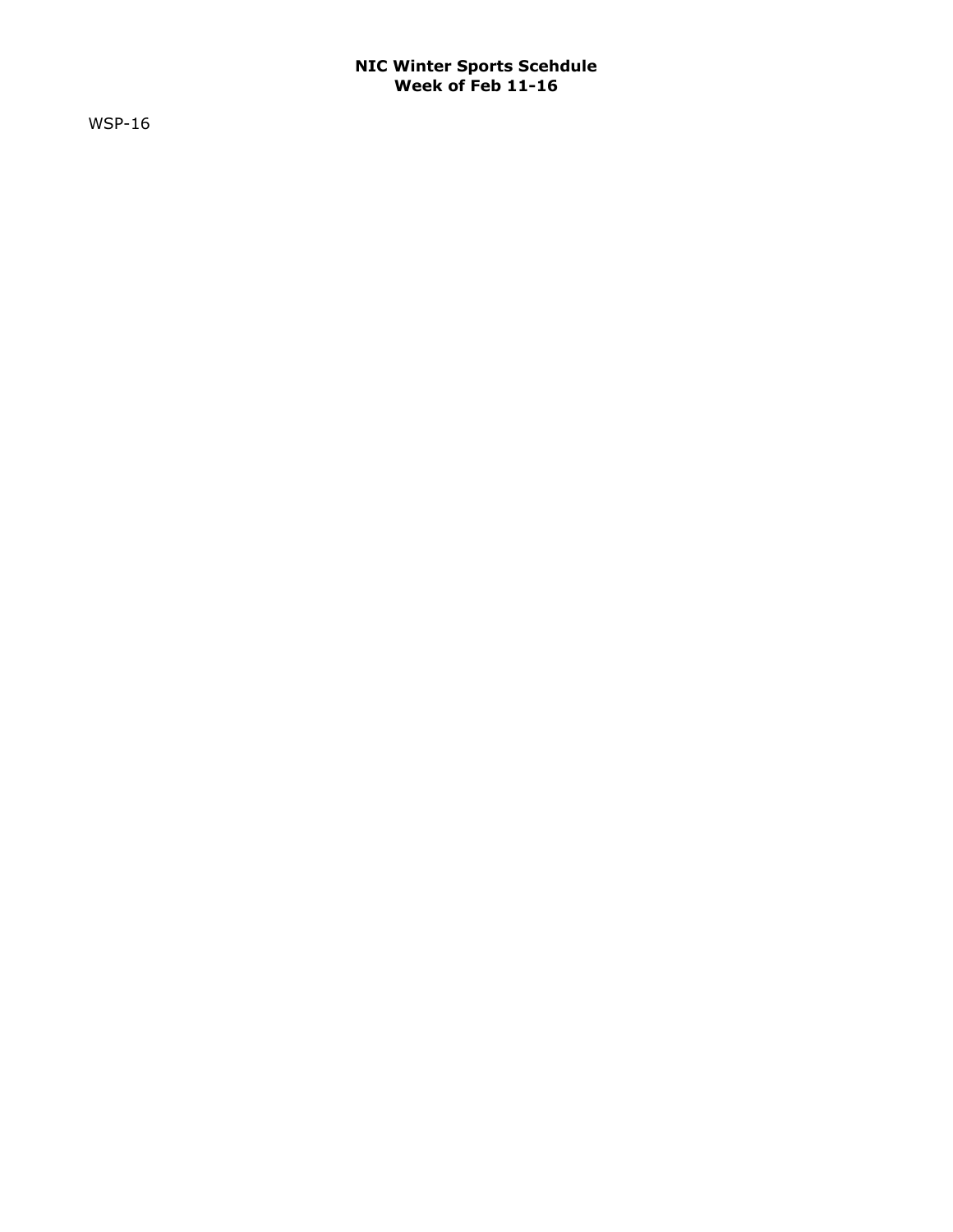**NIC Winter Sports Scehdule**
**Week of Feb 11-16**

WSP-16